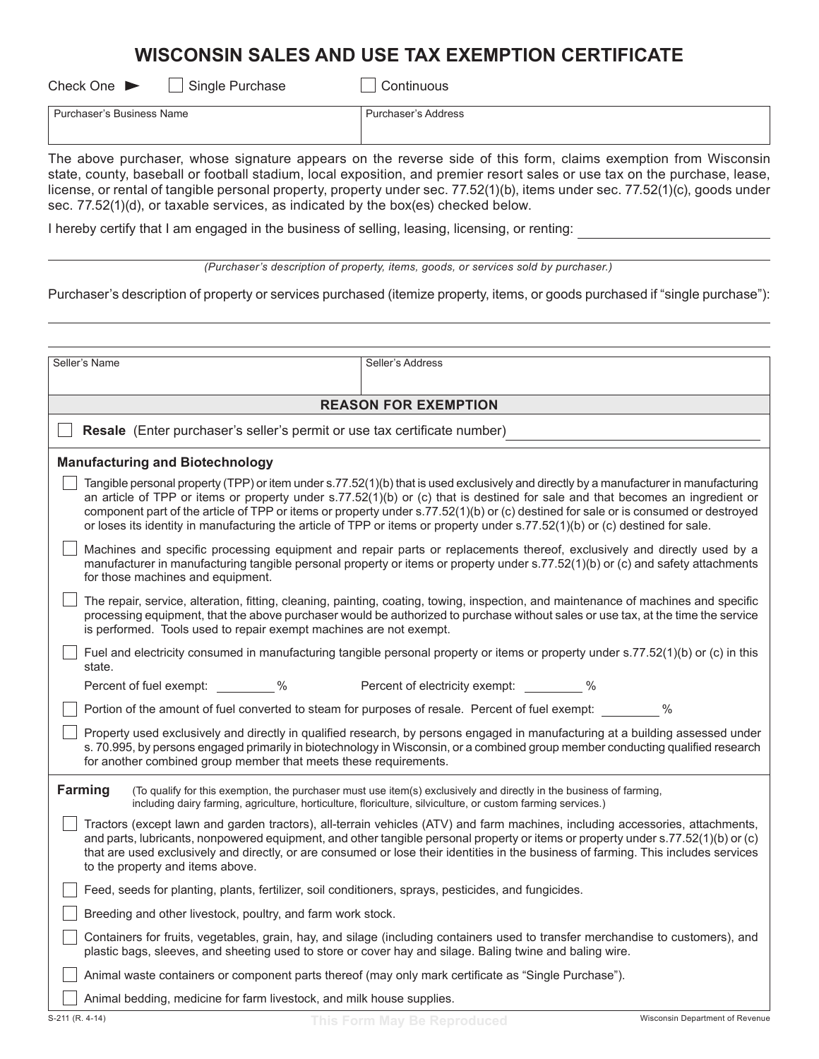# WISCONSIN SALES AND USE TAX EXEMPTION CERTIFICATE

Check One ► ☐ Single Purchase ☐ Continuous

| Purchaser's Business Name | Purchaser's Address |
|---|---|
| | |

The above purchaser, whose signature appears on the reverse side of this form, claims exemption from Wisconsin state, county, baseball or football stadium, local exposition, and premier resort sales or use tax on the purchase, lease, license, or rental of tangible personal property, property under sec. 77.52(1)(b), items under sec. 77.52(1)(c), goods under sec. 77.52(1)(d), or taxable services, as indicated by the box(es) checked below.

I hereby certify that I am engaged in the business of selling, leasing, licensing, or renting: ____________________

____________________

*(Purchaser's description of property, items, goods, or services sold by purchaser.)*

Purchaser's description of property or services purchased (itemize property, items, or goods purchased if "single purchase"):

____________________

____________________

| Seller's Name | Seller's Address |
|---|---|
| | |

## REASON FOR EXEMPTION

☐ **Resale** (Enter purchaser's seller's permit or use tax certificate number) ____________________

### Manufacturing and Biotechnology

☐ Tangible personal property (TPP) or item under s.77.52(1)(b) that is used exclusively and directly by a manufacturer in manufacturing an article of TPP or items or property under s.77.52(1)(b) or (c) that is destined for sale and that becomes an ingredient or component part of the article of TPP or items or property under s.77.52(1)(b) or (c) destined for sale or is consumed or destroyed or loses its identity in manufacturing the article of TPP or items or property under s.77.52(1)(b) or (c) destined for sale.

☐ Machines and specific processing equipment and repair parts or replacements thereof, exclusively and directly used by a manufacturer in manufacturing tangible personal property or items or property under s.77.52(1)(b) or (c) and safety attachments for those machines and equipment.

☐ The repair, service, alteration, fitting, cleaning, painting, coating, towing, inspection, and maintenance of machines and specific processing equipment, that the above purchaser would be authorized to purchase without sales or use tax, at the time the service is performed. Tools used to repair exempt machines are not exempt.

☐ Fuel and electricity consumed in manufacturing tangible personal property or items or property under s.77.52(1)(b) or (c) in this state.

Percent of fuel exempt: ________ % Percent of electricity exempt: ________ %

☐ Portion of the amount of fuel converted to steam for purposes of resale. Percent of fuel exempt: ________ %

☐ Property used exclusively and directly in qualified research, by persons engaged in manufacturing at a building assessed under s. 70.995, by persons engaged primarily in biotechnology in Wisconsin, or a combined group member conducting qualified research for another combined group member that meets these requirements.

### Farming

(To qualify for this exemption, the purchaser must use item(s) exclusively and directly in the business of farming, including dairy farming, agriculture, horticulture, floriculture, silviculture, or custom farming services.)

☐ Tractors (except lawn and garden tractors), all-terrain vehicles (ATV) and farm machines, including accessories, attachments, and parts, lubricants, nonpowered equipment, and other tangible personal property or items or property under s.77.52(1)(b) or (c) that are used exclusively and directly, or are consumed or lose their identities in the business of farming. This includes services to the property and items above.

☐ Feed, seeds for planting, plants, fertilizer, soil conditioners, sprays, pesticides, and fungicides.

☐ Breeding and other livestock, poultry, and farm work stock.

☐ Containers for fruits, vegetables, grain, hay, and silage (including containers used to transfer merchandise to customers), and plastic bags, sleeves, and sheeting used to store or cover hay and silage. Baling twine and baling wire.

☐ Animal waste containers or component parts thereof (may only mark certificate as "Single Purchase").

☐ Animal bedding, medicine for farm livestock, and milk house supplies.

S-211 (R. 4-14) This Form May Be Reproduced Wisconsin Department of Revenue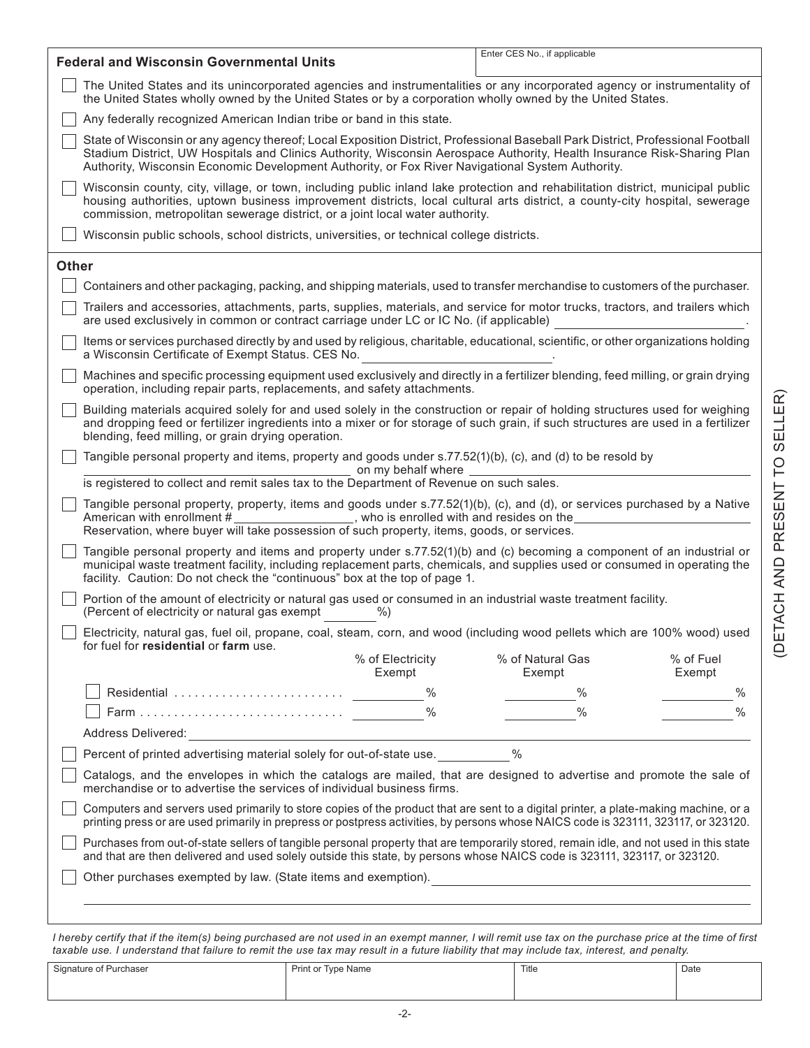## Federal and Wisconsin Governmental Units

Enter CES No., if applicable

- [ ] The United States and its unincorporated agencies and instrumentalities or any incorporated agency or instrumentality of the United States wholly owned by the United States or by a corporation wholly owned by the United States.
- [ ] Any federally recognized American Indian tribe or band in this state.
- [ ] State of Wisconsin or any agency thereof; Local Exposition District, Professional Baseball Park District, Professional Football Stadium District, UW Hospitals and Clinics Authority, Wisconsin Aerospace Authority, Health Insurance Risk-Sharing Plan Authority, Wisconsin Economic Development Authority, or Fox River Navigational System Authority.
- [ ] Wisconsin county, city, village, or town, including public inland lake protection and rehabilitation district, municipal public housing authorities, uptown business improvement districts, local cultural arts district, a county-city hospital, sewerage commission, metropolitan sewerage district, or a joint local water authority.
- [ ] Wisconsin public schools, school districts, universities, or technical college districts.

## Other

- [ ] Containers and other packaging, packing, and shipping materials, used to transfer merchandise to customers of the purchaser.
- [ ] Trailers and accessories, attachments, parts, supplies, materials, and service for motor trucks, tractors, and trailers which are used exclusively in common or contract carriage under LC or IC No. (if applicable) ________________.
- [ ] Items or services purchased directly by and used by religious, charitable, educational, scientific, or other organizations holding a Wisconsin Certificate of Exempt Status. CES No. ________________.
- [ ] Machines and specific processing equipment used exclusively and directly in a fertilizer blending, feed milling, or grain drying operation, including repair parts, replacements, and safety attachments.
- [ ] Building materials acquired solely for and used solely in the construction or repair of holding structures used for weighing and dropping feed or fertilizer ingredients into a mixer or for storage of such grain, if such structures are used in a fertilizer blending, feed milling, or grain drying operation.
- [ ] Tangible personal property and items, property and goods under s.77.52(1)(b), (c), and (d) to be resold by ________________ on my behalf where ________________ is registered to collect and remit sales tax to the Department of Revenue on such sales.
- [ ] Tangible personal property, property, items and goods under s.77.52(1)(b), (c), and (d), or services purchased by a Native American with enrollment # ________________, who is enrolled with and resides on the ________________ Reservation, where buyer will take possession of such property, items, goods, or services.
- [ ] Tangible personal property and items and property under s.77.52(1)(b) and (c) becoming a component of an industrial or municipal waste treatment facility, including replacement parts, chemicals, and supplies used or consumed in operating the facility. Caution: Do not check the "continuous" box at the top of page 1.
- [ ] Portion of the amount of electricity or natural gas used or consumed in an industrial waste treatment facility. (Percent of electricity or natural gas exempt ________%)
- [ ] Electricity, natural gas, fuel oil, propane, coal, steam, corn, and wood (including wood pellets which are 100% wood) used for fuel for **residential** or **farm** use.

| | % of Electricity Exempt | % of Natural Gas Exempt | % of Fuel Exempt |
|---|---|---|---|
| [ ] Residential | % | % | % |
| [ ] Farm | % | % | % |

Address Delivered: ________________

- [ ] Percent of printed advertising material solely for out-of-state use. ________%
- [ ] Catalogs, and the envelopes in which the catalogs are mailed, that are designed to advertise and promote the sale of merchandise or to advertise the services of individual business firms.
- [ ] Computers and servers used primarily to store copies of the product that are sent to a digital printer, a plate-making machine, or a printing press or are used primarily in prepress or postpress activities, by persons whose NAICS code is 323111, 323117, or 323120.
- [ ] Purchases from out-of-state sellers of tangible personal property that are temporarily stored, remain idle, and not used in this state and that are then delivered and used solely outside this state, by persons whose NAICS code is 323111, 323117, or 323120.
- [ ] Other purchases exempted by law. (State items and exemption). ________________

(DETACH AND PRESENT TO SELLER)

*I hereby certify that if the item(s) being purchased are not used in an exempt manner, I will remit use tax on the purchase price at the time of first taxable use. I understand that failure to remit the use tax may result in a future liability that may include tax, interest, and penalty.*

| Signature of Purchaser | Print or Type Name | Title | Date |
|---|---|---|---|
| | | | |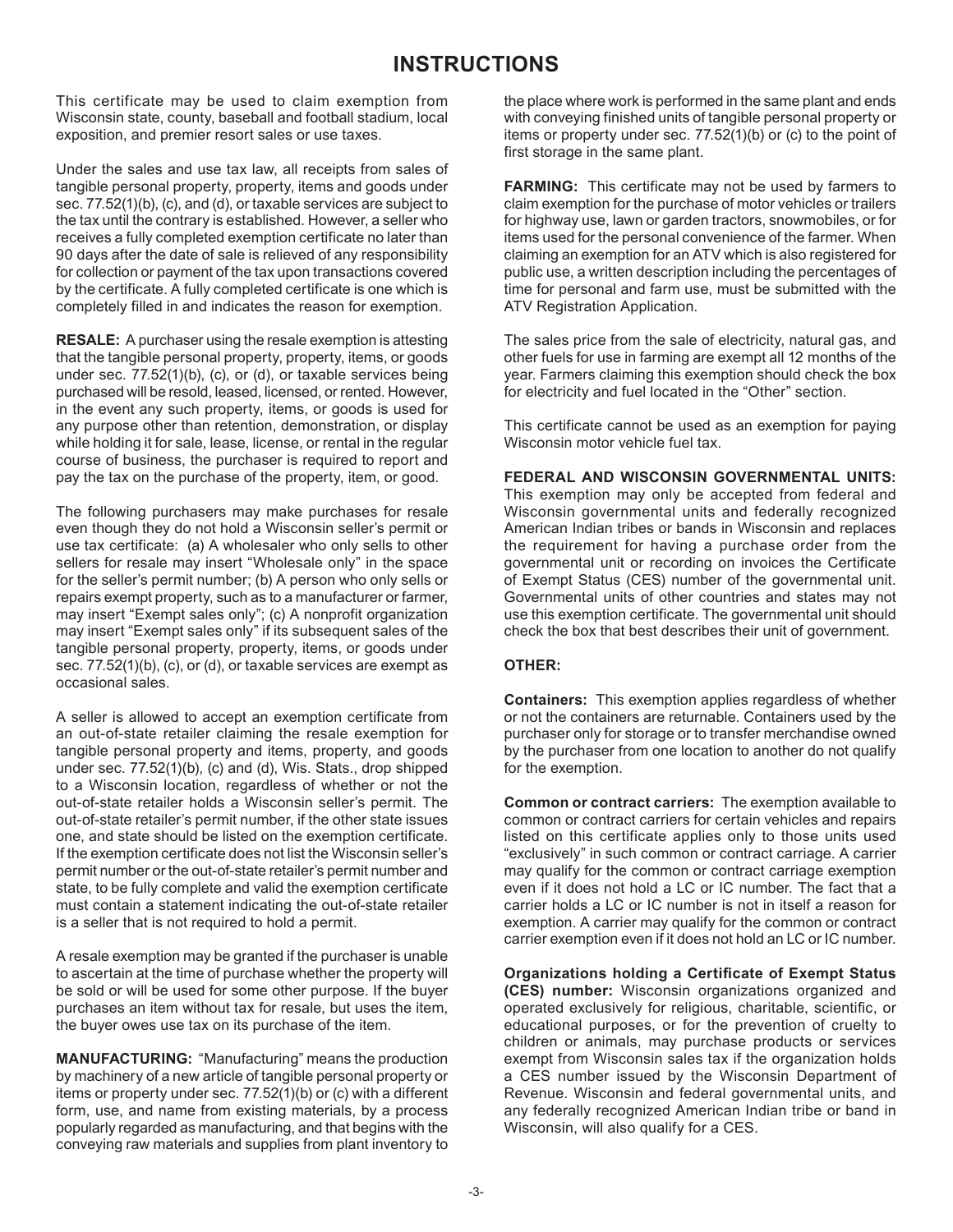# INSTRUCTIONS

This certificate may be used to claim exemption from Wisconsin state, county, baseball and football stadium, local exposition, and premier resort sales or use taxes.

Under the sales and use tax law, all receipts from sales of tangible personal property, property, items and goods under sec. 77.52(1)(b), (c), and (d), or taxable services are subject to the tax until the contrary is established. However, a seller who receives a fully completed exemption certificate no later than 90 days after the date of sale is relieved of any responsibility for collection or payment of the tax upon transactions covered by the certificate. A fully completed certificate is one which is completely filled in and indicates the reason for exemption.

**RESALE:** A purchaser using the resale exemption is attesting that the tangible personal property, property, items, or goods under sec. 77.52(1)(b), (c), or (d), or taxable services being purchased will be resold, leased, licensed, or rented. However, in the event any such property, items, or goods is used for any purpose other than retention, demonstration, or display while holding it for sale, lease, license, or rental in the regular course of business, the purchaser is required to report and pay the tax on the purchase of the property, item, or good.

The following purchasers may make purchases for resale even though they do not hold a Wisconsin seller's permit or use tax certificate: (a) A wholesaler who only sells to other sellers for resale may insert "Wholesale only" in the space for the seller's permit number; (b) A person who only sells or repairs exempt property, such as to a manufacturer or farmer, may insert "Exempt sales only"; (c) A nonprofit organization may insert "Exempt sales only" if its subsequent sales of the tangible personal property, property, items, or goods under sec. 77.52(1)(b), (c), or (d), or taxable services are exempt as occasional sales.

A seller is allowed to accept an exemption certificate from an out-of-state retailer claiming the resale exemption for tangible personal property and items, property, and goods under sec. 77.52(1)(b), (c) and (d), Wis. Stats., drop shipped to a Wisconsin location, regardless of whether or not the out-of-state retailer holds a Wisconsin seller's permit. The out-of-state retailer's permit number, if the other state issues one, and state should be listed on the exemption certificate. If the exemption certificate does not list the Wisconsin seller's permit number or the out-of-state retailer's permit number and state, to be fully complete and valid the exemption certificate must contain a statement indicating the out-of-state retailer is a seller that is not required to hold a permit.

A resale exemption may be granted if the purchaser is unable to ascertain at the time of purchase whether the property will be sold or will be used for some other purpose. If the buyer purchases an item without tax for resale, but uses the item, the buyer owes use tax on its purchase of the item.

**MANUFACTURING:** "Manufacturing" means the production by machinery of a new article of tangible personal property or items or property under sec. 77.52(1)(b) or (c) with a different form, use, and name from existing materials, by a process popularly regarded as manufacturing, and that begins with the conveying raw materials and supplies from plant inventory to the place where work is performed in the same plant and ends with conveying finished units of tangible personal property or items or property under sec. 77.52(1)(b) or (c) to the point of first storage in the same plant.

**FARMING:** This certificate may not be used by farmers to claim exemption for the purchase of motor vehicles or trailers for highway use, lawn or garden tractors, snowmobiles, or for items used for the personal convenience of the farmer. When claiming an exemption for an ATV which is also registered for public use, a written description including the percentages of time for personal and farm use, must be submitted with the ATV Registration Application.

The sales price from the sale of electricity, natural gas, and other fuels for use in farming are exempt all 12 months of the year. Farmers claiming this exemption should check the box for electricity and fuel located in the "Other" section.

This certificate cannot be used as an exemption for paying Wisconsin motor vehicle fuel tax.

**FEDERAL AND WISCONSIN GOVERNMENTAL UNITS:** This exemption may only be accepted from federal and Wisconsin governmental units and federally recognized American Indian tribes or bands in Wisconsin and replaces the requirement for having a purchase order from the governmental unit or recording on invoices the Certificate of Exempt Status (CES) number of the governmental unit. Governmental units of other countries and states may not use this exemption certificate. The governmental unit should check the box that best describes their unit of government.

**OTHER:**

**Containers:** This exemption applies regardless of whether or not the containers are returnable. Containers used by the purchaser only for storage or to transfer merchandise owned by the purchaser from one location to another do not qualify for the exemption.

**Common or contract carriers:** The exemption available to common or contract carriers for certain vehicles and repairs listed on this certificate applies only to those units used "exclusively" in such common or contract carriage. A carrier may qualify for the common or contract carriage exemption even if it does not hold a LC or IC number. The fact that a carrier holds a LC or IC number is not in itself a reason for exemption. A carrier may qualify for the common or contract carrier exemption even if it does not hold an LC or IC number.

**Organizations holding a Certificate of Exempt Status (CES) number:** Wisconsin organizations organized and operated exclusively for religious, charitable, scientific, or educational purposes, or for the prevention of cruelty to children or animals, may purchase products or services exempt from Wisconsin sales tax if the organization holds a CES number issued by the Wisconsin Department of Revenue. Wisconsin and federal governmental units, and any federally recognized American Indian tribe or band in Wisconsin, will also qualify for a CES.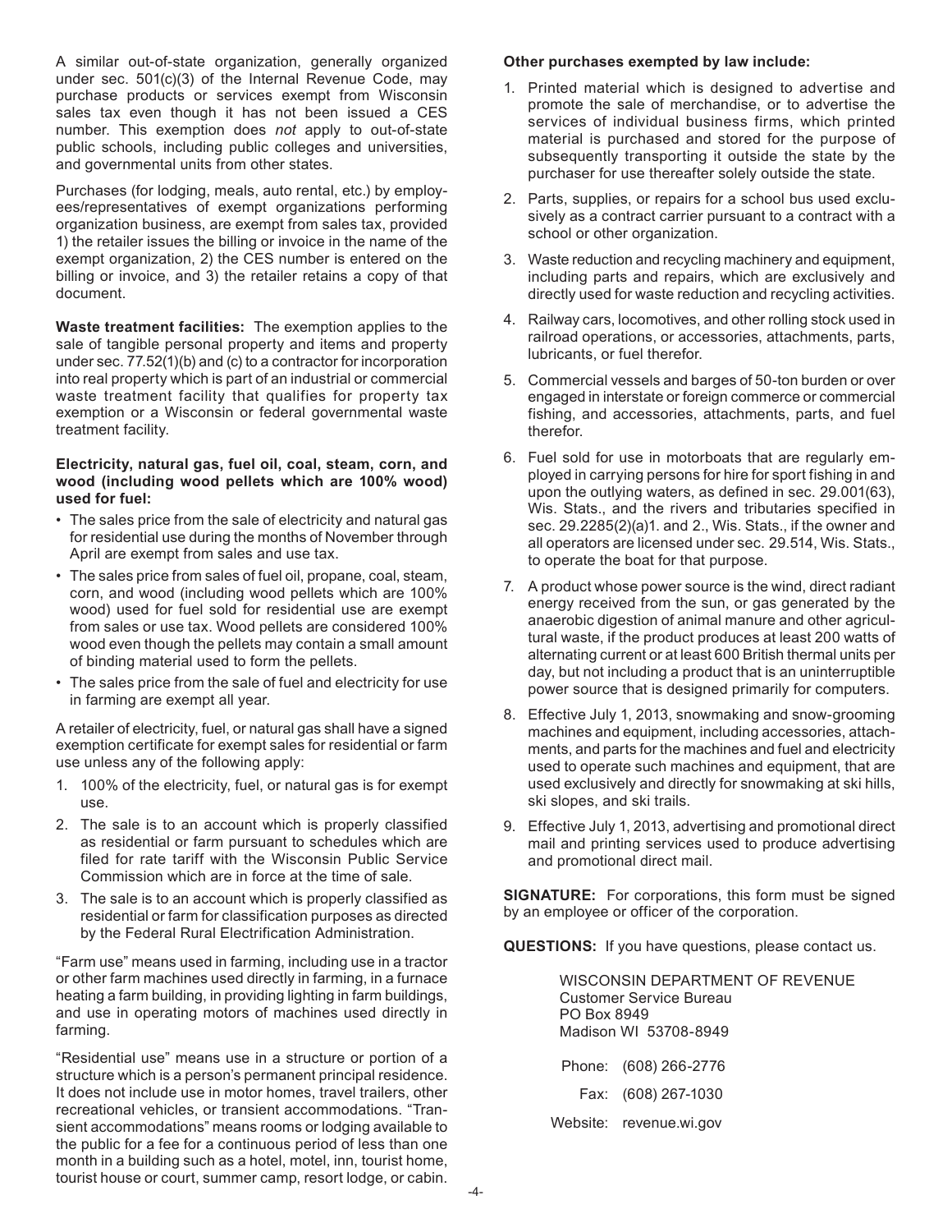A similar out-of-state organization, generally organized under sec. 501(c)(3) of the Internal Revenue Code, may purchase products or services exempt from Wisconsin sales tax even though it has not been issued a CES number. This exemption does *not* apply to out-of-state public schools, including public colleges and universities, and governmental units from other states.

Purchases (for lodging, meals, auto rental, etc.) by employees/representatives of exempt organizations performing organization business, are exempt from sales tax, provided 1) the retailer issues the billing or invoice in the name of the exempt organization, 2) the CES number is entered on the billing or invoice, and 3) the retailer retains a copy of that document.

**Waste treatment facilities:** The exemption applies to the sale of tangible personal property and items and property under sec. 77.52(1)(b) and (c) to a contractor for incorporation into real property which is part of an industrial or commercial waste treatment facility that qualifies for property tax exemption or a Wisconsin or federal governmental waste treatment facility.

**Electricity, natural gas, fuel oil, coal, steam, corn, and wood (including wood pellets which are 100% wood) used for fuel:**

- The sales price from the sale of electricity and natural gas for residential use during the months of November through April are exempt from sales and use tax.
- The sales price from sales of fuel oil, propane, coal, steam, corn, and wood (including wood pellets which are 100% wood) used for fuel sold for residential use are exempt from sales or use tax. Wood pellets are considered 100% wood even though the pellets may contain a small amount of binding material used to form the pellets.
- The sales price from the sale of fuel and electricity for use in farming are exempt all year.

A retailer of electricity, fuel, or natural gas shall have a signed exemption certificate for exempt sales for residential or farm use unless any of the following apply:

1. 100% of the electricity, fuel, or natural gas is for exempt use.
2. The sale is to an account which is properly classified as residential or farm pursuant to schedules which are filed for rate tariff with the Wisconsin Public Service Commission which are in force at the time of sale.
3. The sale is to an account which is properly classified as residential or farm for classification purposes as directed by the Federal Rural Electrification Administration.

"Farm use" means used in farming, including use in a tractor or other farm machines used directly in farming, in a furnace heating a farm building, in providing lighting in farm buildings, and use in operating motors of machines used directly in farming.

"Residential use" means use in a structure or portion of a structure which is a person's permanent principal residence. It does not include use in motor homes, travel trailers, other recreational vehicles, or transient accommodations. "Transient accommodations" means rooms or lodging available to the public for a fee for a continuous period of less than one month in a building such as a hotel, motel, inn, tourist home, tourist house or court, summer camp, resort lodge, or cabin.

**Other purchases exempted by law include:**

1. Printed material which is designed to advertise and promote the sale of merchandise, or to advertise the services of individual business firms, which printed material is purchased and stored for the purpose of subsequently transporting it outside the state by the purchaser for use thereafter solely outside the state.
2. Parts, supplies, or repairs for a school bus used exclusively as a contract carrier pursuant to a contract with a school or other organization.
3. Waste reduction and recycling machinery and equipment, including parts and repairs, which are exclusively and directly used for waste reduction and recycling activities.
4. Railway cars, locomotives, and other rolling stock used in railroad operations, or accessories, attachments, parts, lubricants, or fuel therefor.
5. Commercial vessels and barges of 50-ton burden or over engaged in interstate or foreign commerce or commercial fishing, and accessories, attachments, parts, and fuel therefor.
6. Fuel sold for use in motorboats that are regularly employed in carrying persons for hire for sport fishing in and upon the outlying waters, as defined in sec. 29.001(63), Wis. Stats., and the rivers and tributaries specified in sec. 29.2285(2)(a)1. and 2., Wis. Stats., if the owner and all operators are licensed under sec. 29.514, Wis. Stats., to operate the boat for that purpose.
7. A product whose power source is the wind, direct radiant energy received from the sun, or gas generated by the anaerobic digestion of animal manure and other agricultural waste, if the product produces at least 200 watts of alternating current or at least 600 British thermal units per day, but not including a product that is an uninterruptible power source that is designed primarily for computers.
8. Effective July 1, 2013, snowmaking and snow-grooming machines and equipment, including accessories, attachments, and parts for the machines and fuel and electricity used to operate such machines and equipment, that are used exclusively and directly for snowmaking at ski hills, ski slopes, and ski trails.
9. Effective July 1, 2013, advertising and promotional direct mail and printing services used to produce advertising and promotional direct mail.

**SIGNATURE:** For corporations, this form must be signed by an employee or officer of the corporation.

**QUESTIONS:** If you have questions, please contact us.

WISCONSIN DEPARTMENT OF REVENUE
Customer Service Bureau
PO Box 8949
Madison WI 53708-8949

Phone: (608) 266-2776

Fax: (608) 267-1030

Website: revenue.wi.gov